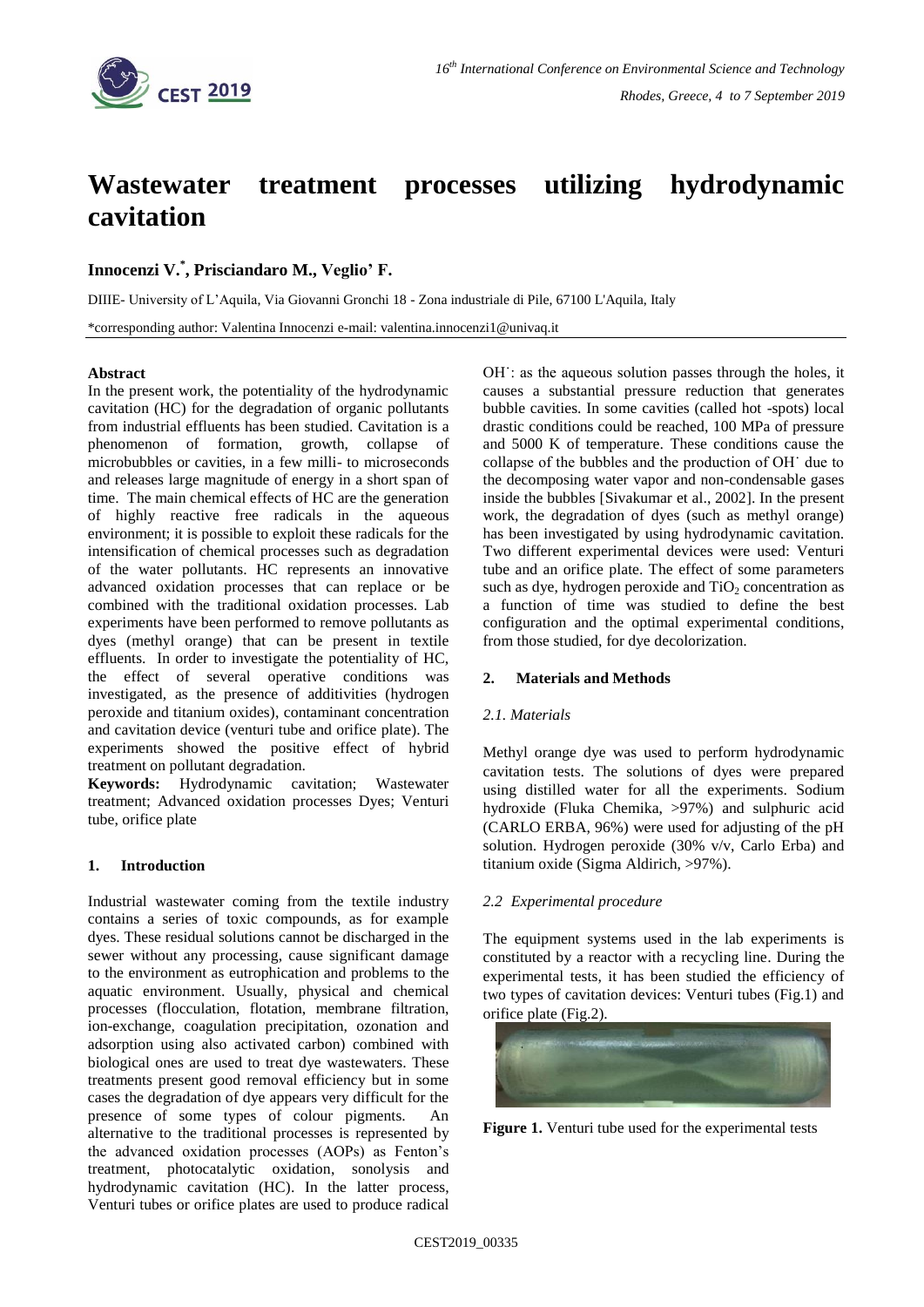# Wastewater treatment processes utilizing hydrodynamic cavitation

**Innocenzi V.[*], Prisciandaro M., Veglio' F.**

DIIIE- University of L'Aquila, Via Giovanni Gronchi 18 - Zona industriale di Pile, 67100 L'Aquila, Italy

*corresponding author: Valentina Innocenzi e-mail: valentina.innocenzi1@univaq.it

**Abstract**

In the present work, the potentiality of the hydrodynamic cavitation (HC) for the degradation of organic pollutants from industrial effluents has been studied. Cavitation is a phenomenon of formation, growth, collapse of microbubbles or cavities, in a few milli- to microseconds and releases large magnitude of energy in a short span of time. The main chemical effects of HC are the generation of highly reactive free radicals in the aqueous environment; it is possible to exploit these radicals for the intensification of chemical processes such as degradation of the water pollutants. HC represents an innovative advanced oxidation processes that can replace or be combined with the traditional oxidation processes. Lab experiments have been performed to remove pollutants as dyes (methyl orange) that can be present in textile effluents. In order to investigate the potentiality of HC, the effect of several operative conditions was investigated, as the presence of additivities (hydrogen peroxide and titanium oxides), contaminant concentration and cavitation device (venturi tube and orifice plate). The experiments showed the positive effect of hybrid treatment on pollutant degradation.

**Keywords:** Hydrodynamic cavitation; Wastewater treatment; Advanced oxidation processes Dyes; Venturi tube, orifice plate

## 1. Introduction

Industrial wastewater coming from the textile industry contains a series of toxic compounds, as for example dyes. These residual solutions cannot be discharged in the sewer without any processing, cause significant damage to the environment as eutrophication and problems to the aquatic environment. Usually, physical and chemical processes (flocculation, flotation, membrane filtration, ion-exchange, coagulation precipitation, ozonation and adsorption using also activated carbon) combined with biological ones are used to treat dye wastewaters. These treatments present good removal efficiency but in some cases the degradation of dye appears very difficult for the presence of some types of colour pigments. An alternative to the traditional processes is represented by the advanced oxidation processes (AOPs) as Fenton's treatment, photocatalytic oxidation, sonolysis and hydrodynamic cavitation (HC). In the latter process, Venturi tubes or orifice plates are used to produce radical $OH^{\cdot}$: as the aqueous solution passes through the holes, it causes a substantial pressure reduction that generates bubble cavities. In some cavities (called hot -spots) local drastic conditions could be reached, 100 MPa of pressure and 5000 K of temperature. These conditions cause the collapse of the bubbles and the production of $OH^{\cdot}$ due to the decomposing water vapor and non-condensable gases inside the bubbles [Sivakumar et al., 2002]. In the present work, the degradation of dyes (such as methyl orange) has been investigated by using hydrodynamic cavitation. Two different experimental devices were used: Venturi tube and an orifice plate. The effect of some parameters such as dye, hydrogen peroxide and $TiO_2$ concentration as a function of time was studied to define the best configuration and the optimal experimental conditions, from those studied, for dye decolorization.

## 2. Materials and Methods

### *2.1. Materials*

Methyl orange dye was used to perform hydrodynamic cavitation tests. The solutions of dyes were prepared using distilled water for all the experiments. Sodium hydroxide (Fluka Chemika, >97%) and sulphuric acid (CARLO ERBA, 96%) were used for adjusting of the pH solution. Hydrogen peroxide (30% v/v, Carlo Erba) and titanium oxide (Sigma Aldirich, >97%).

### *2.2 Experimental procedure*

The equipment systems used in the lab experiments is constituted by a reactor with a recycling line. During the experimental tests, it has been studied the efficiency of two types of cavitation devices: Venturi tubes (Fig.1) and orifice plate (Fig.2).

**Figure 1.** Venturi tube used for the experimental tests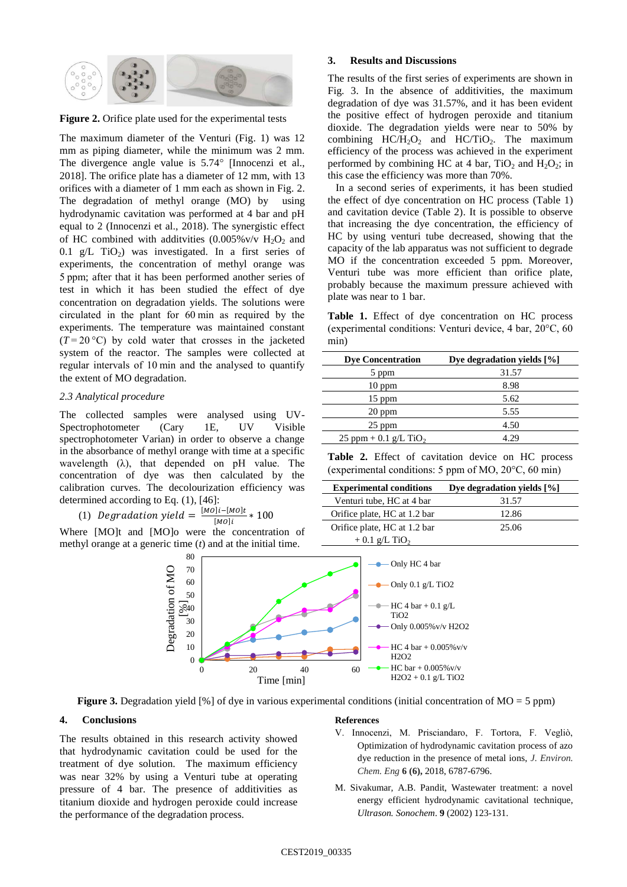**Figure 2.** Orifice plate used for the experimental tests

The maximum diameter of the Venturi (Fig. 1) was 12 mm as piping diameter, while the minimum was 2 mm. The divergence angle value is 5.74° [Innocenzi et al., 2018]. The orifice plate has a diameter of 12 mm, with 13 orifices with a diameter of 1 mm each as shown in Fig. 2. The degradation of methyl orange (MO) by using hydrodynamic cavitation was performed at 4 bar and pH equal to 2 (Innocenzi et al., 2018). The synergistic effect of HC combined with additvities (0.005%v/v $H_2O_2$ and 0.1 g/L $TiO_2$) was investigated. In a first series of experiments, the concentration of methyl orange was 5 ppm; after that it has been performed another series of test in which it has been studied the effect of dye concentration on degradation yields. The solutions were circulated in the plant for 60 min as required by the experiments. The temperature was maintained constant ($T = 20$ °C) by cold water that crosses in the jacketed system of the reactor. The samples were collected at regular intervals of 10 min and the analysed to quantify the extent of MO degradation.

### 2.3 Analytical procedure

The collected samples were analysed using UV-Spectrophotometer (Cary 1E, UV Visible spectrophotometer Varian) in order to observe a change in the absorbance of methyl orange with time at a specific wavelength (λ), that depended on pH value. The concentration of dye was then calculated by the calibration curves. The decolourization efficiency was determined according to Eq. (1), [46]:

$$(1)\quad Degradation\ yield = \frac{[MO]i - [MO]t}{[MO]i} * 100$$

Where [MO]t and [MO]o were the concentration of methyl orange at a generic time (*t*) and at the initial time.

## 3. Results and Discussions

The results of the first series of experiments are shown in Fig. 3. In the absence of additivities, the maximum degradation of dye was 31.57%, and it has been evident the positive effect of hydrogen peroxide and titanium dioxide. The degradation yields were near to 50% by combining HC/$H_2O_2$ and HC/$TiO_2$. The maximum efficiency of the process was achieved in the experiment performed by combining HC at 4 bar, $TiO_2$ and $H_2O_2$; in this case the efficiency was more than 70%.

In a second series of experiments, it has been studied the effect of dye concentration on HC process (Table 1) and cavitation device (Table 2). It is possible to observe that increasing the dye concentration, the efficiency of HC by using venturi tube decreased, showing that the capacity of the lab apparatus was not sufficient to degrade MO if the concentration exceeded 5 ppm. Moreover, Venturi tube was more efficient than orifice plate, probably because the maximum pressure achieved with plate was near to 1 bar.

**Table 1.** Effect of dye concentration on HC process (experimental conditions: Venturi device, 4 bar, 20°C, 60 min)

| Dye Concentration | Dye degradation yields [%] |
|---|---|
| 5 ppm | 31.57 |
| 10 ppm | 8.98 |
| 15 ppm | 5.62 |
| 20 ppm | 5.55 |
| 25 ppm | 4.50 |
| 25 ppm + 0.1 g/L $TiO_2$ | 4.29 |

**Table 2.** Effect of cavitation device on HC process (experimental conditions: 5 ppm of MO, 20°C, 60 min)

| Experimental conditions | Dye degradation yields [%] |
|---|---|
| Venturi tube, HC at 4 bar | 31.57 |
| Orifice plate, HC at 1.2 bar | 12.86 |
| Orifice plate, HC at 1.2 bar + 0.1 g/L $TiO_2$ | 25.06 |

Degradation of MO [%]
80
70
60
50
40
30
20
10
0
0 20 40 60
Time [min]
Only HC 4 bar
Only 0.1 g/L TiO2
HC 4 bar + 0.1 g/L TiO2
Only 0.005%v/v H2O2
HC 4 bar + 0.005%v/v H2O2
HC bar + 0.005%v/v H2O2 + 0.1 g/L TiO2

**Figure 3.** Degradation yield [%] of dye in various experimental conditions (initial concentration of MO = 5 ppm)

## 4. Conclusions

The results obtained in this research activity showed that hydrodynamic cavitation could be used for the treatment of dye solution. The maximum efficiency was near 32% by using a Venturi tube at operating pressure of 4 bar. The presence of additivities as titanium dioxide and hydrogen peroxide could increase the performance of the degradation process.

**References**

V. Innocenzi, M. Prisciandaro, F. Tortora, F. Vegliò, Optimization of hydrodynamic cavitation process of azo dye reduction in the presence of metal ions, *J. Environ. Chem. Eng* **6 (6),** 2018, 6787-6796.

M. Sivakumar, A.B. Pandit, Wastewater treatment: a novel energy efficient hydrodynamic cavitational technique, *Ultrason. Sonochem*. **9** (2002) 123-131.